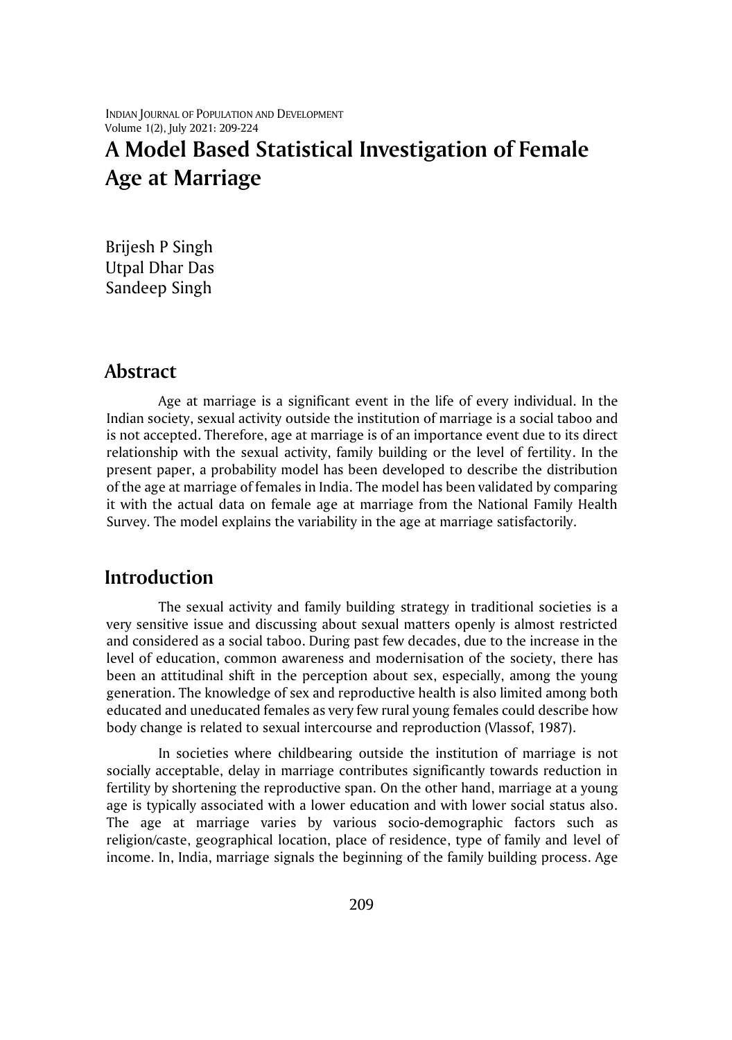# A Model Based Statistical Investigation of Female Age at Marriage

Brijesh P Singh
Utpal Dhar Das
Sandeep Singh

## Abstract

Age at marriage is a significant event in the life of every individual. In the Indian society, sexual activity outside the institution of marriage is a social taboo and is not accepted. Therefore, age at marriage is of an importance event due to its direct relationship with the sexual activity, family building or the level of fertility. In the present paper, a probability model has been developed to describe the distribution of the age at marriage of females in India. The model has been validated by comparing it with the actual data on female age at marriage from the National Family Health Survey. The model explains the variability in the age at marriage satisfactorily.

## Introduction

The sexual activity and family building strategy in traditional societies is a very sensitive issue and discussing about sexual matters openly is almost restricted and considered as a social taboo. During past few decades, due to the increase in the level of education, common awareness and modernisation of the society, there has been an attitudinal shift in the perception about sex, especially, among the young generation. The knowledge of sex and reproductive health is also limited among both educated and uneducated females as very few rural young females could describe how body change is related to sexual intercourse and reproduction (Vlassof, 1987).

In societies where childbearing outside the institution of marriage is not socially acceptable, delay in marriage contributes significantly towards reduction in fertility by shortening the reproductive span. On the other hand, marriage at a young age is typically associated with a lower education and with lower social status also. The age at marriage varies by various socio-demographic factors such as religion/caste, geographical location, place of residence, type of family and level of income. In, India, marriage signals the beginning of the family building process. Age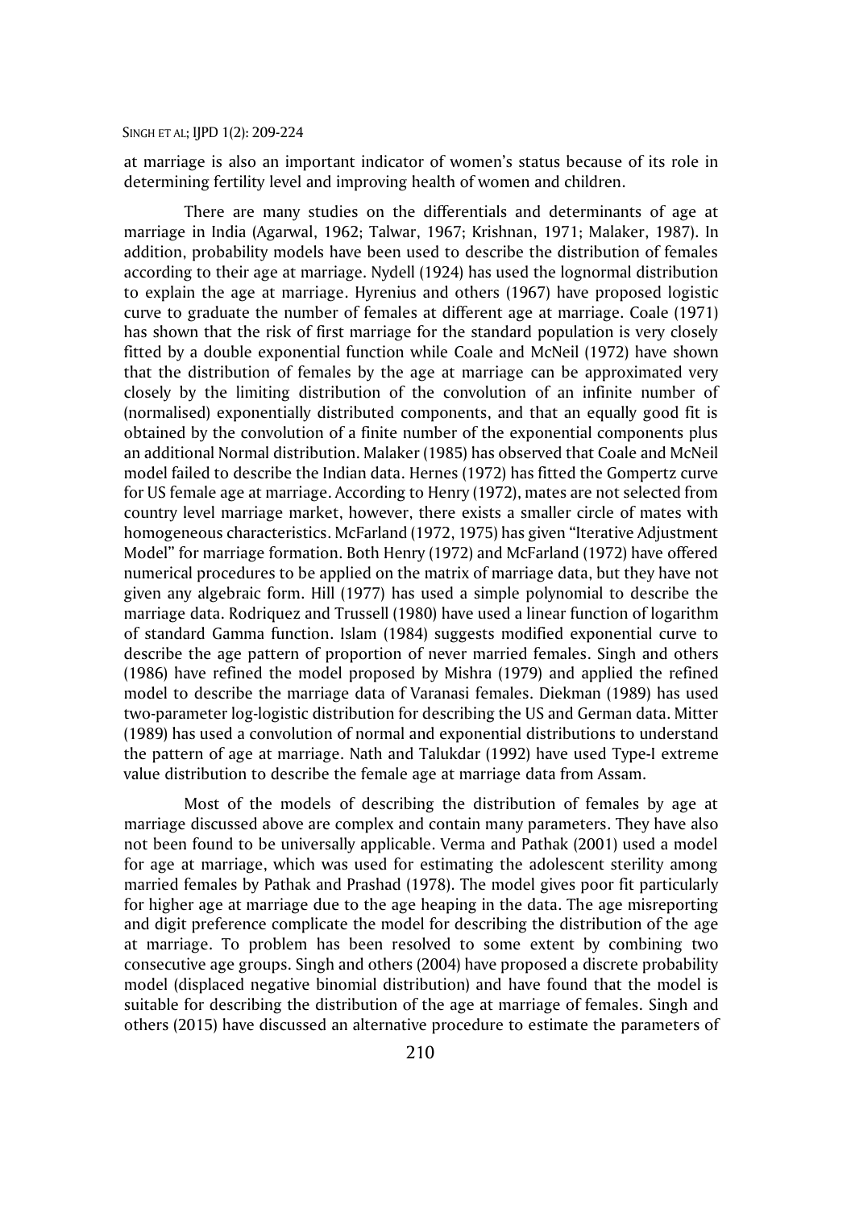at marriage is also an important indicator of women's status because of its role in determining fertility level and improving health of women and children.

There are many studies on the differentials and determinants of age at marriage in India (Agarwal, 1962; Talwar, 1967; Krishnan, 1971; Malaker, 1987). In addition, probability models have been used to describe the distribution of females according to their age at marriage. Nydell (1924) has used the lognormal distribution to explain the age at marriage. Hyrenius and others (1967) have proposed logistic curve to graduate the number of females at different age at marriage. Coale (1971) has shown that the risk of first marriage for the standard population is very closely fitted by a double exponential function while Coale and McNeil (1972) have shown that the distribution of females by the age at marriage can be approximated very closely by the limiting distribution of the convolution of an infinite number of (normalised) exponentially distributed components, and that an equally good fit is obtained by the convolution of a finite number of the exponential components plus an additional Normal distribution. Malaker (1985) has observed that Coale and McNeil model failed to describe the Indian data. Hernes (1972) has fitted the Gompertz curve for US female age at marriage. According to Henry (1972), mates are not selected from country level marriage market, however, there exists a smaller circle of mates with homogeneous characteristics. McFarland (1972, 1975) has given "Iterative Adjustment Model" for marriage formation. Both Henry (1972) and McFarland (1972) have offered numerical procedures to be applied on the matrix of marriage data, but they have not given any algebraic form. Hill (1977) has used a simple polynomial to describe the marriage data. Rodriquez and Trussell (1980) have used a linear function of logarithm of standard Gamma function. Islam (1984) suggests modified exponential curve to describe the age pattern of proportion of never married females. Singh and others (1986) have refined the model proposed by Mishra (1979) and applied the refined model to describe the marriage data of Varanasi females. Diekman (1989) has used two-parameter log-logistic distribution for describing the US and German data. Mitter (1989) has used a convolution of normal and exponential distributions to understand the pattern of age at marriage. Nath and Talukdar (1992) have used Type-I extreme value distribution to describe the female age at marriage data from Assam.

Most of the models of describing the distribution of females by age at marriage discussed above are complex and contain many parameters. They have also not been found to be universally applicable. Verma and Pathak (2001) used a model for age at marriage, which was used for estimating the adolescent sterility among married females by Pathak and Prashad (1978). The model gives poor fit particularly for higher age at marriage due to the age heaping in the data. The age misreporting and digit preference complicate the model for describing the distribution of the age at marriage. To problem has been resolved to some extent by combining two consecutive age groups. Singh and others (2004) have proposed a discrete probability model (displaced negative binomial distribution) and have found that the model is suitable for describing the distribution of the age at marriage of females. Singh and others (2015) have discussed an alternative procedure to estimate the parameters of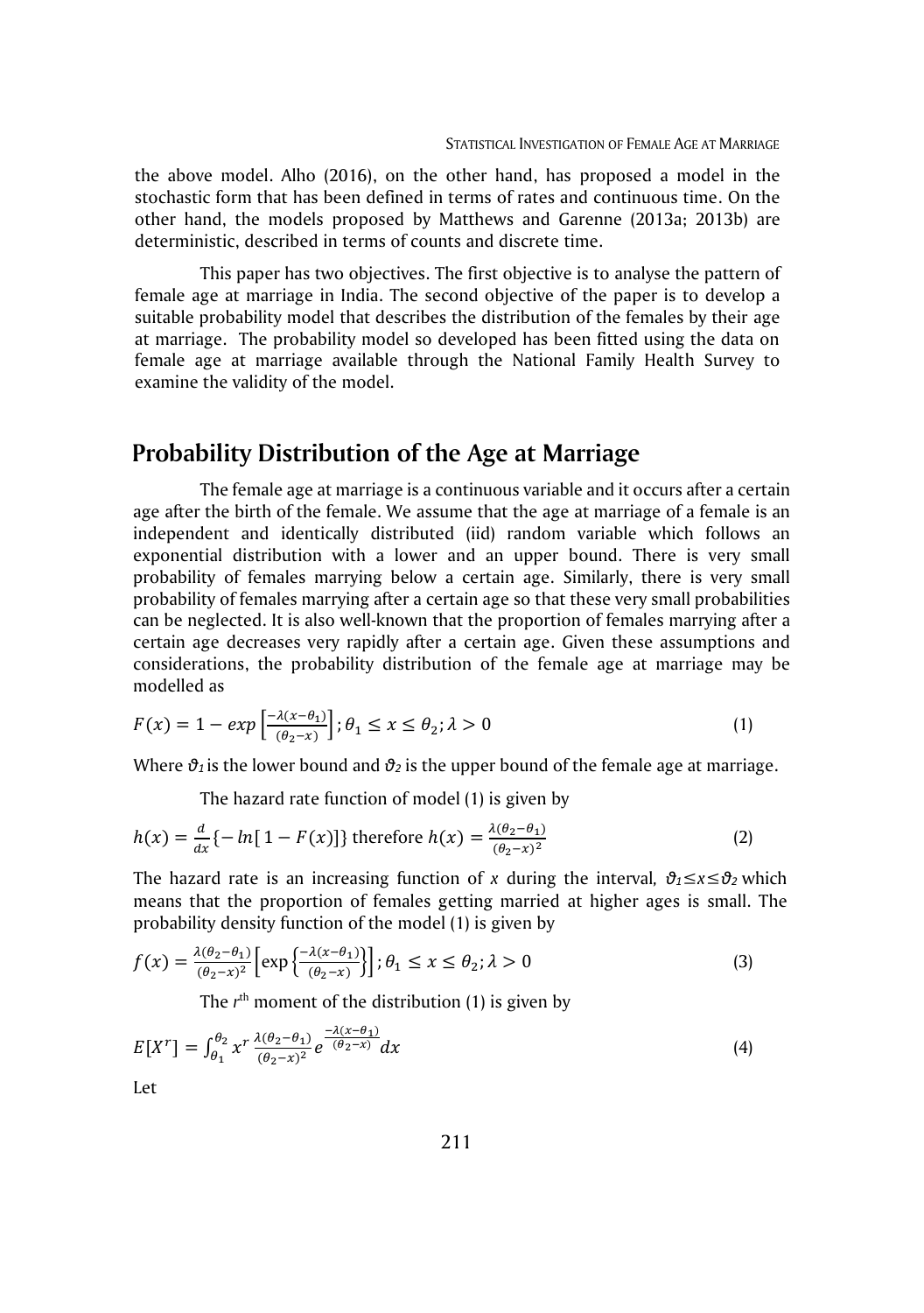the above model. Alho (2016), on the other hand, has proposed a model in the stochastic form that has been defined in terms of rates and continuous time. On the other hand, the models proposed by Matthews and Garenne (2013a; 2013b) are deterministic, described in terms of counts and discrete time.

This paper has two objectives. The first objective is to analyse the pattern of female age at marriage in India. The second objective of the paper is to develop a suitable probability model that describes the distribution of the females by their age at marriage. The probability model so developed has been fitted using the data on female age at marriage available through the National Family Health Survey to examine the validity of the model.

## Probability Distribution of the Age at Marriage

The female age at marriage is a continuous variable and it occurs after a certain age after the birth of the female. We assume that the age at marriage of a female is an independent and identically distributed (iid) random variable which follows an exponential distribution with a lower and an upper bound. There is very small probability of females marrying below a certain age. Similarly, there is very small probability of females marrying after a certain age so that these very small probabilities can be neglected. It is also well-known that the proportion of females marrying after a certain age decreases very rapidly after a certain age. Given these assumptions and considerations, the probability distribution of the female age at marriage may be modelled as

$$F(x) = 1 - exp\left[\frac{-\lambda(x-\theta_1)}{(\theta_2-x)}\right]; \theta_1 \leq x \leq \theta_2; \lambda > 0 \tag{1}$$

Where $\vartheta_1$ is the lower bound and $\vartheta_2$ is the upper bound of the female age at marriage.

The hazard rate function of model (1) is given by

$$h(x) = \frac{d}{dx}\{-ln[1-F(x)]\} \text{ therefore } h(x) = \frac{\lambda(\theta_2-\theta_1)}{(\theta_2-x)^2} \tag{2}$$

The hazard rate is an increasing function of $x$ during the interval, $\vartheta_1 \leq x \leq \vartheta_2$ which means that the proportion of females getting married at higher ages is small. The probability density function of the model (1) is given by

$$f(x) = \frac{\lambda(\theta_2-\theta_1)}{(\theta_2-x)^2}\left[\exp\left\{\frac{-\lambda(x-\theta_1)}{(\theta_2-x)}\right\}\right]; \theta_1 \leq x \leq \theta_2; \lambda > 0 \tag{3}$$

The $r^{\text{th}}$ moment of the distribution (1) is given by

$$E[X^r] = \int_{\theta_1}^{\theta_2} x^r \frac{\lambda(\theta_2-\theta_1)}{(\theta_2-x)^2} e^{\frac{-\lambda(x-\theta_1)}{(\theta_2-x)}} dx \tag{4}$$

Let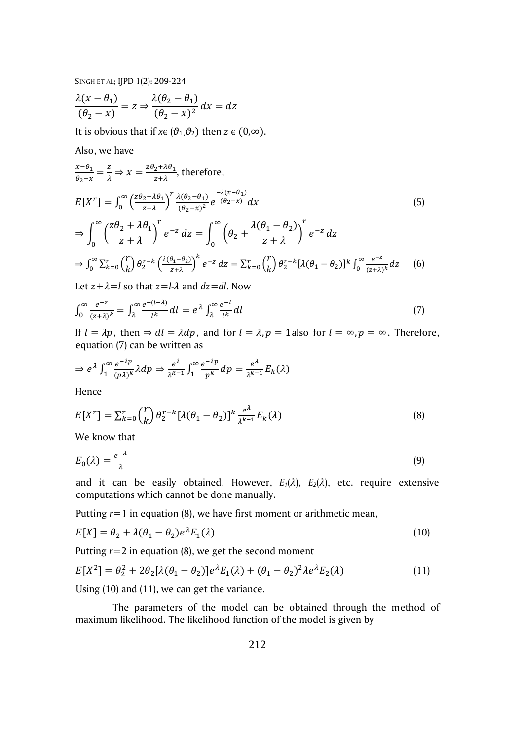$$\frac{\lambda(x-\theta_1)}{(\theta_2-x)} = z \Rightarrow \frac{\lambda(\theta_2-\theta_1)}{(\theta_2-x)^2}\,dx = dz$$

It is obvious that if $x \epsilon (\vartheta_1, \vartheta_2)$ then $z \epsilon (0,\infty)$.

Also, we have

$\frac{x-\theta_1}{\theta_2-x} = \frac{z}{\lambda} \Rightarrow x = \frac{z\theta_2+\lambda\theta_1}{z+\lambda}$, therefore,

$$E[X^r] = \int_0^\infty \left(\frac{z\theta_2+\lambda\theta_1}{z+\lambda}\right)^r \frac{\lambda(\theta_2-\theta_1)}{(\theta_2-x)^2} e^{\frac{-\lambda(x-\theta_1)}{(\theta_2-x)}}\,dx \tag{5}$$

$$\Rightarrow \int_0^\infty \left(\frac{z\theta_2+\lambda\theta_1}{z+\lambda}\right)^r e^{-z}\,dz = \int_0^\infty \left(\theta_2 + \frac{\lambda(\theta_1-\theta_2)}{z+\lambda}\right)^r e^{-z}\,dz$$

$$\Rightarrow \int_0^\infty \sum_{k=0}^{r} \binom{r}{k} \theta_2^{r-k} \left(\frac{\lambda(\theta_1-\theta_2)}{z+\lambda}\right)^k e^{-z}\,dz = \sum_{k=0}^{r} \binom{r}{k} \theta_2^{r-k} [\lambda(\theta_1-\theta_2)]^k \int_0^\infty \frac{e^{-z}}{(z+\lambda)^k}\,dz \tag{6}$$

Let $z+\lambda=l$ so that $z=l-\lambda$ and $dz=dl$. Now

$$\int_0^\infty \frac{e^{-z}}{(z+\lambda)^k} = \int_\lambda^\infty \frac{e^{-(l-\lambda)}}{l^k}\,dl = e^\lambda \int_\lambda^\infty \frac{e^{-l}}{l^k}\,dl \tag{7}$$

If $l = \lambda p$, then $\Rightarrow dl = \lambda dp$, and for $l = \lambda, p = 1$ also for $l = \infty, p = \infty$. Therefore, equation (7) can be written as

$$\Rightarrow e^\lambda \int_1^\infty \frac{e^{-\lambda p}}{(p\lambda)^k} \lambda dp \Rightarrow \frac{e^\lambda}{\lambda^{k-1}} \int_1^\infty \frac{e^{-\lambda p}}{p^k}\,dp = \frac{e^\lambda}{\lambda^{k-1}} E_k(\lambda)$$

Hence

$$E[X^r] = \sum_{k=0}^{r} \binom{r}{k} \theta_2^{r-k} [\lambda(\theta_1-\theta_2)]^k \frac{e^\lambda}{\lambda^{k-1}} E_k(\lambda) \tag{8}$$

We know that

$$E_0(\lambda) = \frac{e^{-\lambda}}{\lambda} \tag{9}$$

and it can be easily obtained. However, $E_1(\lambda)$, $E_2(\lambda)$, etc. require extensive computations which cannot be done manually.

Putting $r=1$ in equation (8), we have first moment or arithmetic mean,

$$E[X] = \theta_2 + \lambda(\theta_1-\theta_2)e^\lambda E_1(\lambda) \tag{10}$$

Putting $r=2$ in equation (8), we get the second moment

$$E[X^2] = \theta_2^2 + 2\theta_2[\lambda(\theta_1-\theta_2)]e^\lambda E_1(\lambda) + (\theta_1-\theta_2)^2 \lambda e^\lambda E_2(\lambda) \tag{11}$$

Using (10) and (11), we can get the variance.

The parameters of the model can be obtained through the method of maximum likelihood. The likelihood function of the model is given by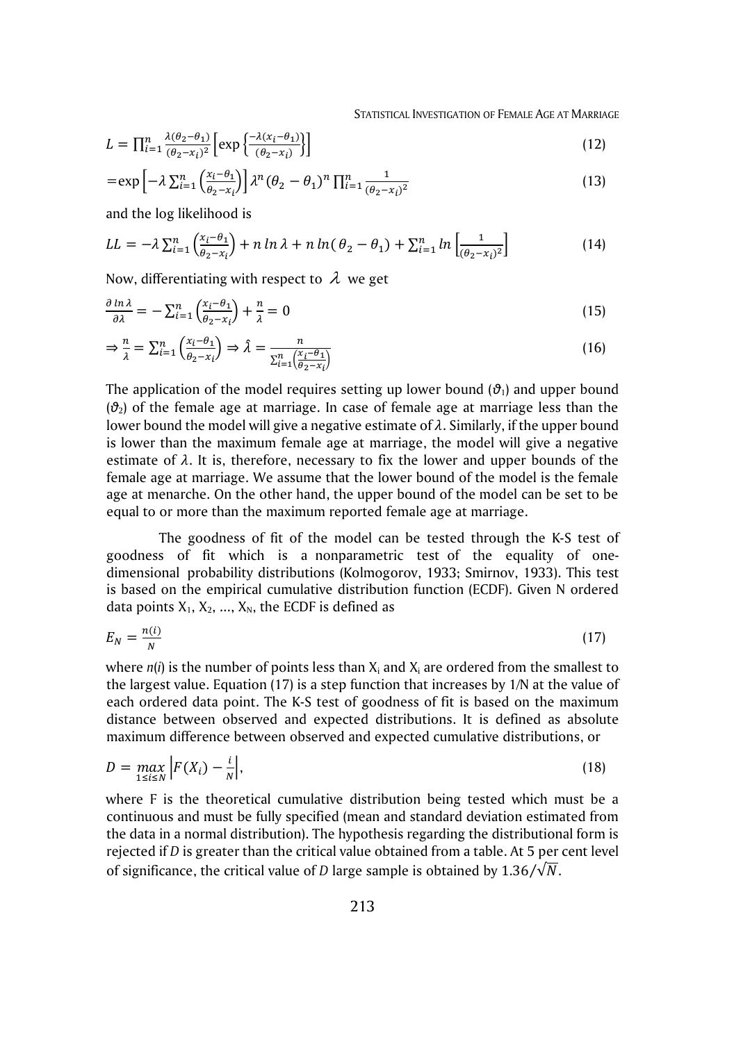$$L = \prod_{i=1}^{n} \frac{\lambda(\theta_2-\theta_1)}{(\theta_2-x_i)^2}\left[\exp\left\{\frac{-\lambda(x_i-\theta_1)}{(\theta_2-x_i)}\right\}\right] \tag{12}$$

$$= \exp\left[-\lambda\sum_{i=1}^{n}\left(\frac{x_i-\theta_1}{\theta_2-x_i}\right)\right]\lambda^n(\theta_2-\theta_1)^n\prod_{i=1}^{n}\frac{1}{(\theta_2-x_i)^2} \tag{13}$$

and the log likelihood is

$$LL = -\lambda\sum_{i=1}^{n}\left(\frac{x_i-\theta_1}{\theta_2-x_i}\right) + n\ln\lambda + n\ln(\theta_2-\theta_1) + \sum_{i=1}^{n}\ln\left[\frac{1}{(\theta_2-x_i)^2}\right] \tag{14}$$

Now, differentiating with respect to $\lambda$ we get

$$\frac{\partial\ln\lambda}{\partial\lambda} = -\sum_{i=1}^{n}\left(\frac{x_i-\theta_1}{\theta_2-x_i}\right) + \frac{n}{\lambda} = 0 \tag{15}$$

$$\Rightarrow \frac{n}{\lambda} = \sum_{i=1}^{n}\left(\frac{x_i-\theta_1}{\theta_2-x_i}\right) \Rightarrow \hat{\lambda} = \frac{n}{\sum_{i=1}^{n}\left(\frac{x_i-\theta_1}{\theta_2-x_i}\right)} \tag{16}$$

The application of the model requires setting up lower bound ($\vartheta_1$) and upper bound ($\vartheta_2$) of the female age at marriage. In case of female age at marriage less than the lower bound the model will give a negative estimate of $\lambda$. Similarly, if the upper bound is lower than the maximum female age at marriage, the model will give a negative estimate of $\lambda$. It is, therefore, necessary to fix the lower and upper bounds of the female age at marriage. We assume that the lower bound of the model is the female age at menarche. On the other hand, the upper bound of the model can be set to be equal to or more than the maximum reported female age at marriage.

The goodness of fit of the model can be tested through the K-S test of goodness of fit which is a nonparametric test of the equality of one-dimensional probability distributions (Kolmogorov, 1933; Smirnov, 1933). This test is based on the empirical cumulative distribution function (ECDF). Given N ordered data points $X_1, X_2, \ldots, X_N$, the ECDF is defined as

$$E_N = \frac{n(i)}{N} \tag{17}$$

where $n(i)$ is the number of points less than $X_i$ and $X_i$ are ordered from the smallest to the largest value. Equation (17) is a step function that increases by 1/N at the value of each ordered data point. The K-S test of goodness of fit is based on the maximum distance between observed and expected distributions. It is defined as absolute maximum difference between observed and expected cumulative distributions, or

$$D = \max_{1\le i\le N}\left|F(X_i) - \frac{i}{N}\right|, \tag{18}$$

where F is the theoretical cumulative distribution being tested which must be a continuous and must be fully specified (mean and standard deviation estimated from the data in a normal distribution). The hypothesis regarding the distributional form is rejected if *D* is greater than the critical value obtained from a table. At 5 per cent level of significance, the critical value of *D* large sample is obtained by $1.36/\sqrt{N}$.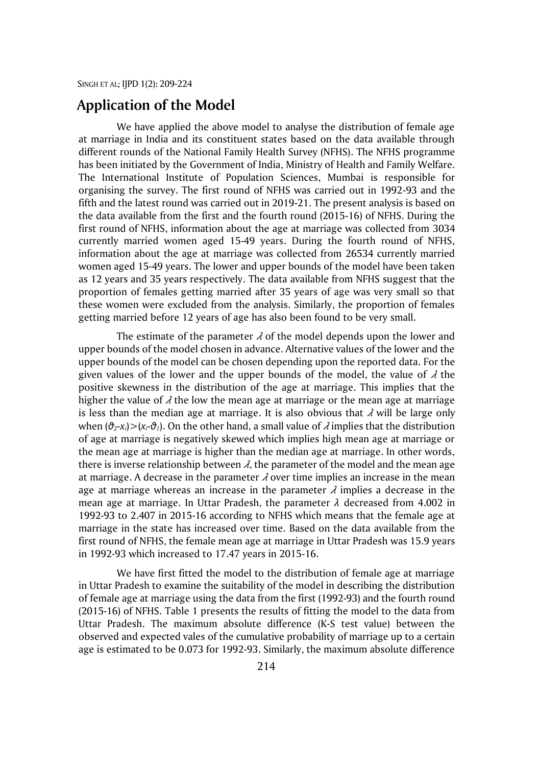## Application of the Model

We have applied the above model to analyse the distribution of female age at marriage in India and its constituent states based on the data available through different rounds of the National Family Health Survey (NFHS). The NFHS programme has been initiated by the Government of India, Ministry of Health and Family Welfare. The International Institute of Population Sciences, Mumbai is responsible for organising the survey. The first round of NFHS was carried out in 1992-93 and the fifth and the latest round was carried out in 2019-21. The present analysis is based on the data available from the first and the fourth round (2015-16) of NFHS. During the first round of NFHS, information about the age at marriage was collected from 3034 currently married women aged 15-49 years. During the fourth round of NFHS, information about the age at marriage was collected from 26534 currently married women aged 15-49 years. The lower and upper bounds of the model have been taken as 12 years and 35 years respectively. The data available from NFHS suggest that the proportion of females getting married after 35 years of age was very small so that these women were excluded from the analysis. Similarly, the proportion of females getting married before 12 years of age has also been found to be very small.

The estimate of the parameter $\lambda$ of the model depends upon the lower and upper bounds of the model chosen in advance. Alternative values of the lower and the upper bounds of the model can be chosen depending upon the reported data. For the given values of the lower and the upper bounds of the model, the value of $\lambda$ the positive skewness in the distribution of the age at marriage. This implies that the higher the value of $\lambda$ the low the mean age at marriage or the mean age at marriage is less than the median age at marriage. It is also obvious that $\lambda$ will be large only when $(\vartheta_2\text{-}x_i)>(x_i\text{-}\vartheta_1)$. On the other hand, a small value of $\lambda$ implies that the distribution of age at marriage is negatively skewed which implies high mean age at marriage or the mean age at marriage is higher than the median age at marriage. In other words, there is inverse relationship between $\lambda$, the parameter of the model and the mean age at marriage. A decrease in the parameter $\lambda$ over time implies an increase in the mean age at marriage whereas an increase in the parameter $\lambda$ implies a decrease in the mean age at marriage. In Uttar Pradesh, the parameter $\lambda$ decreased from 4.002 in 1992-93 to 2.407 in 2015-16 according to NFHS which means that the female age at marriage in the state has increased over time. Based on the data available from the first round of NFHS, the female mean age at marriage in Uttar Pradesh was 15.9 years in 1992-93 which increased to 17.47 years in 2015-16.

We have first fitted the model to the distribution of female age at marriage in Uttar Pradesh to examine the suitability of the model in describing the distribution of female age at marriage using the data from the first (1992-93) and the fourth round (2015-16) of NFHS. Table 1 presents the results of fitting the model to the data from Uttar Pradesh. The maximum absolute difference (K-S test value) between the observed and expected vales of the cumulative probability of marriage up to a certain age is estimated to be 0.073 for 1992-93. Similarly, the maximum absolute difference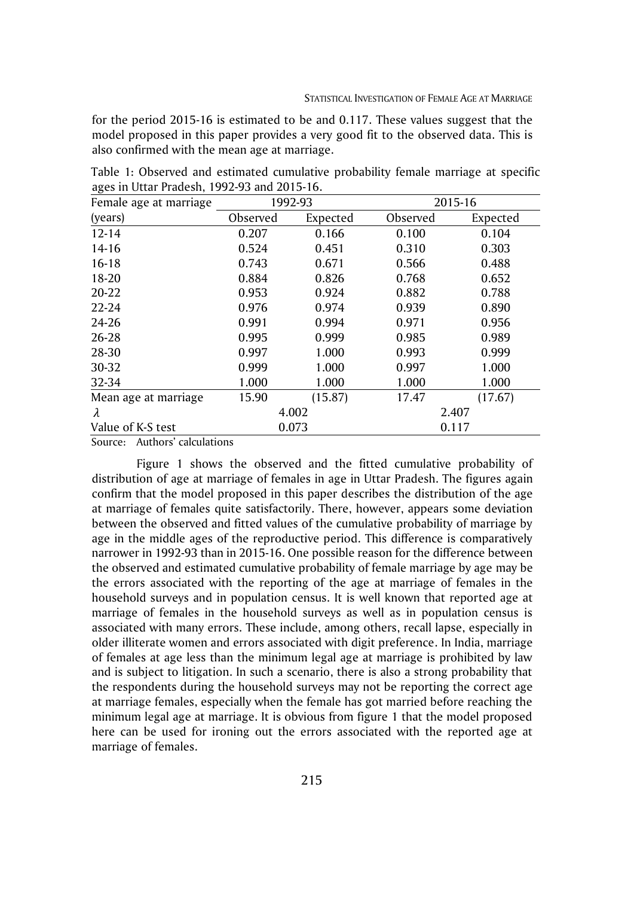for the period 2015-16 is estimated to be and 0.117. These values suggest that the model proposed in this paper provides a very good fit to the observed data. This is also confirmed with the mean age at marriage.

Table 1: Observed and estimated cumulative probability female marriage at specific ages in Uttar Pradesh, 1992-93 and 2015-16.

| Female age at marriage | 1992-93 | | 2015-16 | |
|---|---|---|---|---|
| (years) | Observed | Expected | Observed | Expected |
| 12-14 | 0.207 | 0.166 | 0.100 | 0.104 |
| 14-16 | 0.524 | 0.451 | 0.310 | 0.303 |
| 16-18 | 0.743 | 0.671 | 0.566 | 0.488 |
| 18-20 | 0.884 | 0.826 | 0.768 | 0.652 |
| 20-22 | 0.953 | 0.924 | 0.882 | 0.788 |
| 22-24 | 0.976 | 0.974 | 0.939 | 0.890 |
| 24-26 | 0.991 | 0.994 | 0.971 | 0.956 |
| 26-28 | 0.995 | 0.999 | 0.985 | 0.989 |
| 28-30 | 0.997 | 1.000 | 0.993 | 0.999 |
| 30-32 | 0.999 | 1.000 | 0.997 | 1.000 |
| 32-34 | 1.000 | 1.000 | 1.000 | 1.000 |
| Mean age at marriage | 15.90 | (15.87) | 17.47 | (17.67) |
| $\lambda$ | 4.002 | | 2.407 | |
| Value of K-S test | 0.073 | | 0.117 | |

Source: Authors' calculations

Figure 1 shows the observed and the fitted cumulative probability of distribution of age at marriage of females in age in Uttar Pradesh. The figures again confirm that the model proposed in this paper describes the distribution of the age at marriage of females quite satisfactorily. There, however, appears some deviation between the observed and fitted values of the cumulative probability of marriage by age in the middle ages of the reproductive period. This difference is comparatively narrower in 1992-93 than in 2015-16. One possible reason for the difference between the observed and estimated cumulative probability of female marriage by age may be the errors associated with the reporting of the age at marriage of females in the household surveys and in population census. It is well known that reported age at marriage of females in the household surveys as well as in population census is associated with many errors. These include, among others, recall lapse, especially in older illiterate women and errors associated with digit preference. In India, marriage of females at age less than the minimum legal age at marriage is prohibited by law and is subject to litigation. In such a scenario, there is also a strong probability that the respondents during the household surveys may not be reporting the correct age at marriage females, especially when the female has got married before reaching the minimum legal age at marriage. It is obvious from figure 1 that the model proposed here can be used for ironing out the errors associated with the reported age at marriage of females.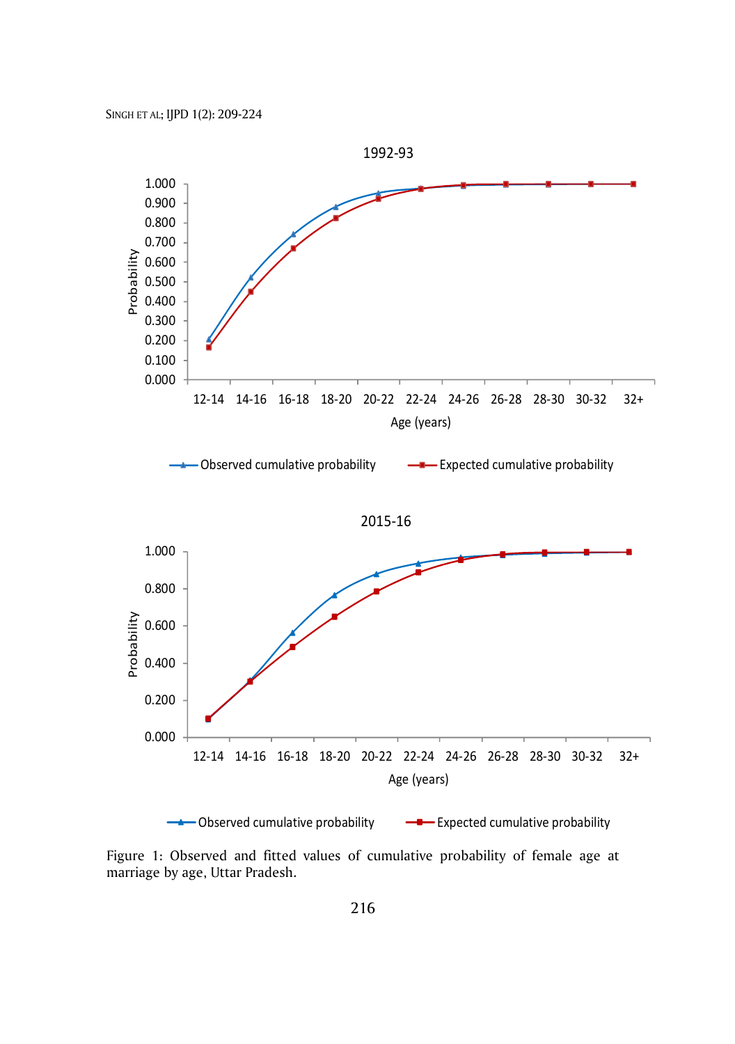Figure 1: Observed and fitted values of cumulative probability of female age at marriage by age, Uttar Pradesh.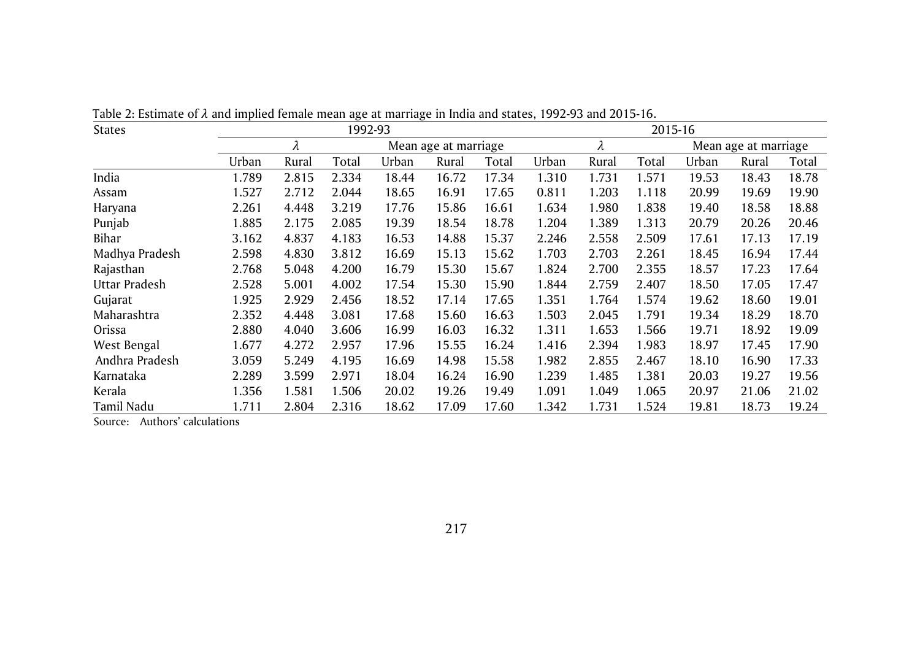Table 2: Estimate of $\lambda$ and implied female mean age at marriage in India and states, 1992-93 and 2015-16.

| States | 1992-93 | | | | | | 2015-16 | | | | | |
|---|---|---|---|---|---|---|---|---|---|---|---|---|
| | $\lambda$ | | | Mean age at marriage | | | $\lambda$ | | | Mean age at marriage | | |
| | Urban | Rural | Total | Urban | Rural | Total | Urban | Rural | Total | Urban | Rural | Total |
| India | 1.789 | 2.815 | 2.334 | 18.44 | 16.72 | 17.34 | 1.310 | 1.731 | 1.571 | 19.53 | 18.43 | 18.78 |
| Assam | 1.527 | 2.712 | 2.044 | 18.65 | 16.91 | 17.65 | 0.811 | 1.203 | 1.118 | 20.99 | 19.69 | 19.90 |
| Haryana | 2.261 | 4.448 | 3.219 | 17.76 | 15.86 | 16.61 | 1.634 | 1.980 | 1.838 | 19.40 | 18.58 | 18.88 |
| Punjab | 1.885 | 2.175 | 2.085 | 19.39 | 18.54 | 18.78 | 1.204 | 1.389 | 1.313 | 20.79 | 20.26 | 20.46 |
| Bihar | 3.162 | 4.837 | 4.183 | 16.53 | 14.88 | 15.37 | 2.246 | 2.558 | 2.509 | 17.61 | 17.13 | 17.19 |
| Madhya Pradesh | 2.598 | 4.830 | 3.812 | 16.69 | 15.13 | 15.62 | 1.703 | 2.703 | 2.261 | 18.45 | 16.94 | 17.44 |
| Rajasthan | 2.768 | 5.048 | 4.200 | 16.79 | 15.30 | 15.67 | 1.824 | 2.700 | 2.355 | 18.57 | 17.23 | 17.64 |
| Uttar Pradesh | 2.528 | 5.001 | 4.002 | 17.54 | 15.30 | 15.90 | 1.844 | 2.759 | 2.407 | 18.50 | 17.05 | 17.47 |
| Gujarat | 1.925 | 2.929 | 2.456 | 18.52 | 17.14 | 17.65 | 1.351 | 1.764 | 1.574 | 19.62 | 18.60 | 19.01 |
| Maharashtra | 2.352 | 4.448 | 3.081 | 17.68 | 15.60 | 16.63 | 1.503 | 2.045 | 1.791 | 19.34 | 18.29 | 18.70 |
| Orissa | 2.880 | 4.040 | 3.606 | 16.99 | 16.03 | 16.32 | 1.311 | 1.653 | 1.566 | 19.71 | 18.92 | 19.09 |
| West Bengal | 1.677 | 4.272 | 2.957 | 17.96 | 15.55 | 16.24 | 1.416 | 2.394 | 1.983 | 18.97 | 17.45 | 17.90 |
| Andhra Pradesh | 3.059 | 5.249 | 4.195 | 16.69 | 14.98 | 15.58 | 1.982 | 2.855 | 2.467 | 18.10 | 16.90 | 17.33 |
| Karnataka | 2.289 | 3.599 | 2.971 | 18.04 | 16.24 | 16.90 | 1.239 | 1.485 | 1.381 | 20.03 | 19.27 | 19.56 |
| Kerala | 1.356 | 1.581 | 1.506 | 20.02 | 19.26 | 19.49 | 1.091 | 1.049 | 1.065 | 20.97 | 21.06 | 21.02 |
| Tamil Nadu | 1.711 | 2.804 | 2.316 | 18.62 | 17.09 | 17.60 | 1.342 | 1.731 | 1.524 | 19.81 | 18.73 | 19.24 |

Source: Authors' calculations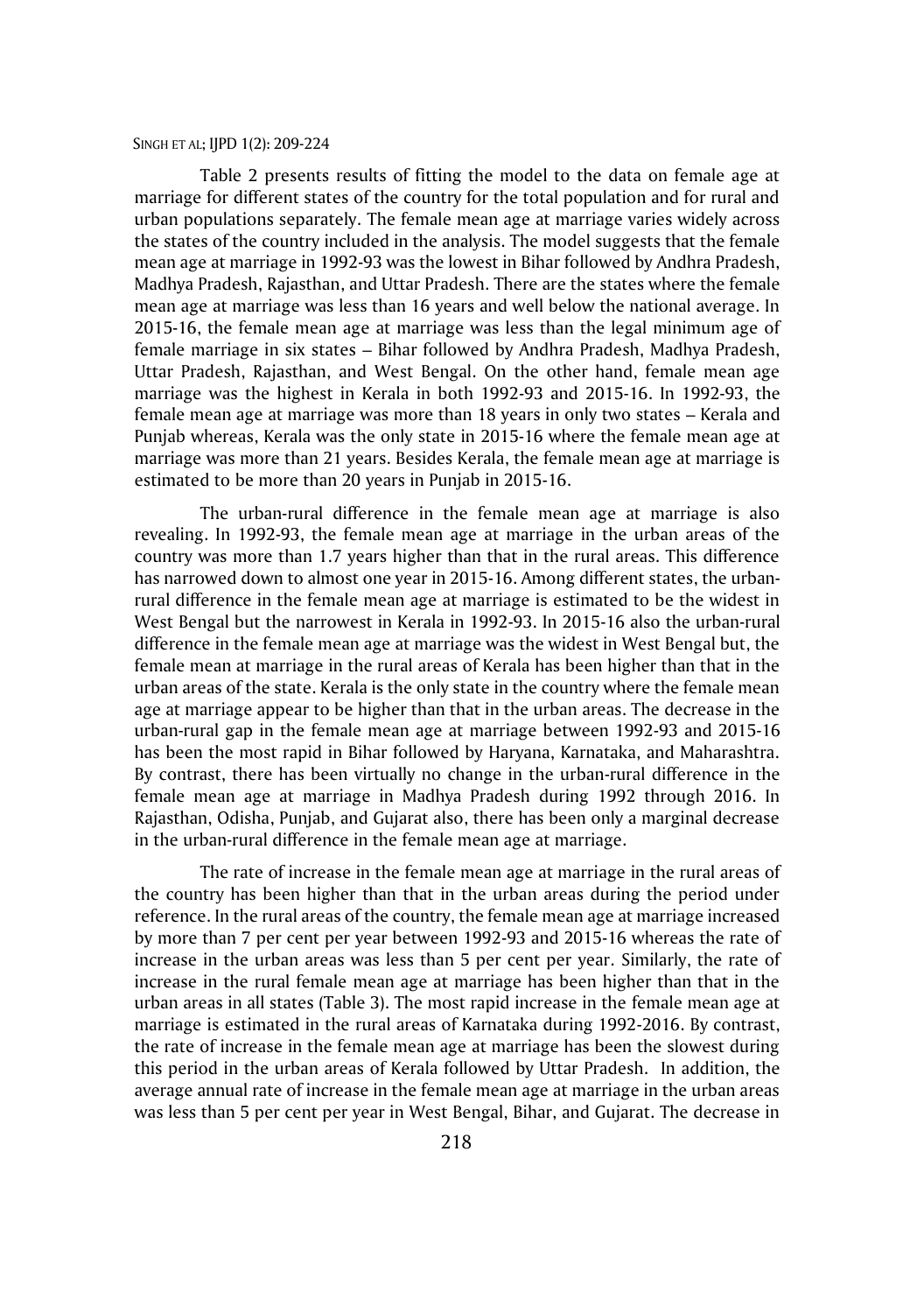Table 2 presents results of fitting the model to the data on female age at marriage for different states of the country for the total population and for rural and urban populations separately. The female mean age at marriage varies widely across the states of the country included in the analysis. The model suggests that the female mean age at marriage in 1992-93 was the lowest in Bihar followed by Andhra Pradesh, Madhya Pradesh, Rajasthan, and Uttar Pradesh. There are the states where the female mean age at marriage was less than 16 years and well below the national average. In 2015-16, the female mean age at marriage was less than the legal minimum age of female marriage in six states – Bihar followed by Andhra Pradesh, Madhya Pradesh, Uttar Pradesh, Rajasthan, and West Bengal. On the other hand, female mean age marriage was the highest in Kerala in both 1992-93 and 2015-16. In 1992-93, the female mean age at marriage was more than 18 years in only two states – Kerala and Punjab whereas, Kerala was the only state in 2015-16 where the female mean age at marriage was more than 21 years. Besides Kerala, the female mean age at marriage is estimated to be more than 20 years in Punjab in 2015-16.

The urban-rural difference in the female mean age at marriage is also revealing. In 1992-93, the female mean age at marriage in the urban areas of the country was more than 1.7 years higher than that in the rural areas. This difference has narrowed down to almost one year in 2015-16. Among different states, the urban-rural difference in the female mean age at marriage is estimated to be the widest in West Bengal but the narrowest in Kerala in 1992-93. In 2015-16 also the urban-rural difference in the female mean age at marriage was the widest in West Bengal but, the female mean at marriage in the rural areas of Kerala has been higher than that in the urban areas of the state. Kerala is the only state in the country where the female mean age at marriage appear to be higher than that in the urban areas. The decrease in the urban-rural gap in the female mean age at marriage between 1992-93 and 2015-16 has been the most rapid in Bihar followed by Haryana, Karnataka, and Maharashtra. By contrast, there has been virtually no change in the urban-rural difference in the female mean age at marriage in Madhya Pradesh during 1992 through 2016. In Rajasthan, Odisha, Punjab, and Gujarat also, there has been only a marginal decrease in the urban-rural difference in the female mean age at marriage.

The rate of increase in the female mean age at marriage in the rural areas of the country has been higher than that in the urban areas during the period under reference. In the rural areas of the country, the female mean age at marriage increased by more than 7 per cent per year between 1992-93 and 2015-16 whereas the rate of increase in the urban areas was less than 5 per cent per year. Similarly, the rate of increase in the rural female mean age at marriage has been higher than that in the urban areas in all states (Table 3). The most rapid increase in the female mean age at marriage is estimated in the rural areas of Karnataka during 1992-2016. By contrast, the rate of increase in the female mean age at marriage has been the slowest during this period in the urban areas of Kerala followed by Uttar Pradesh. In addition, the average annual rate of increase in the female mean age at marriage in the urban areas was less than 5 per cent per year in West Bengal, Bihar, and Gujarat. The decrease in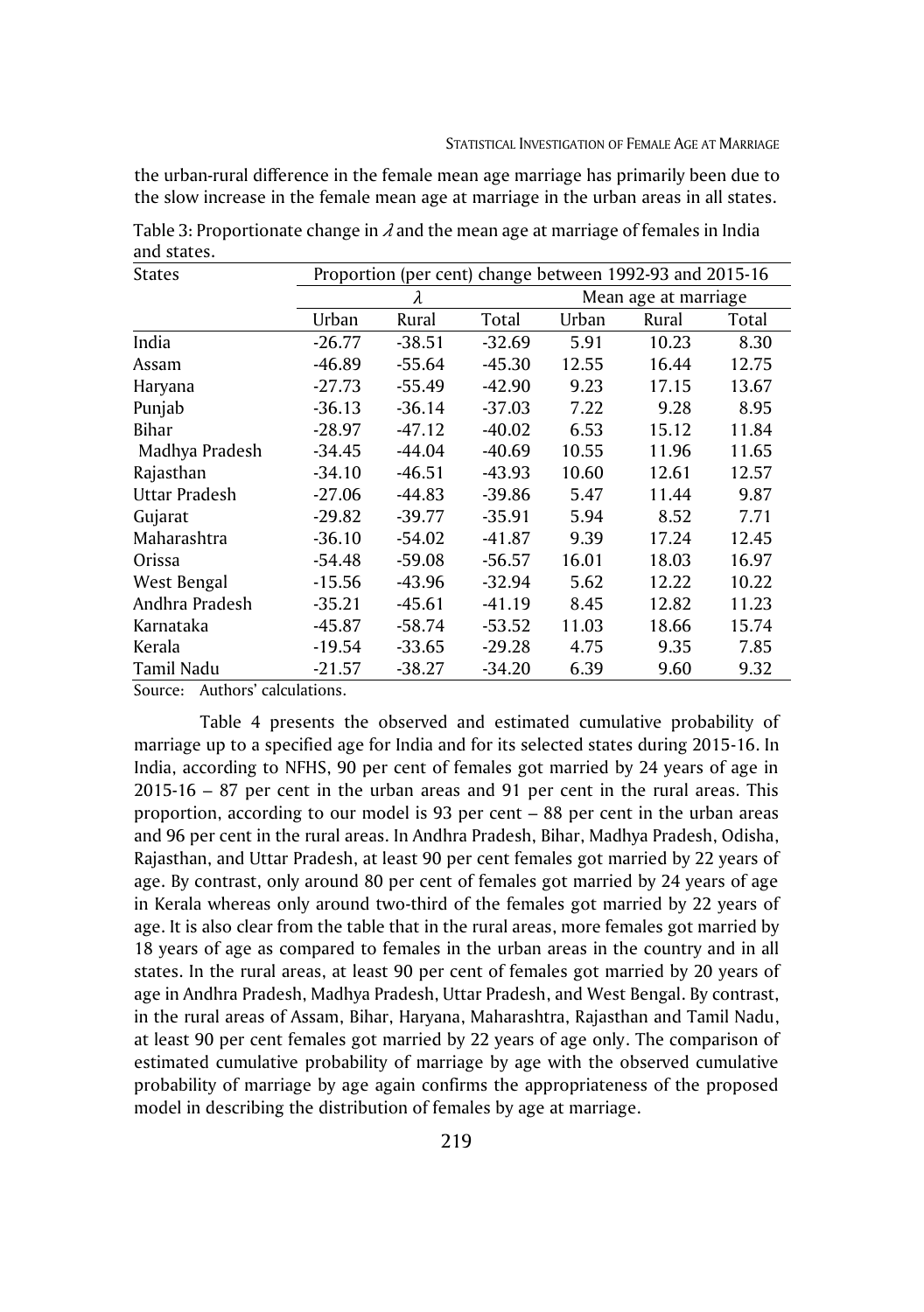the urban-rural difference in the female mean age marriage has primarily been due to the slow increase in the female mean age at marriage in the urban areas in all states.

Table 3: Proportionate change in $\lambda$ and the mean age at marriage of females in India and states.

| States | Proportion (per cent) change between 1992-93 and 2015-16 | | | | | |
|---|---|---|---|---|---|---|
| | $\lambda$ | | | Mean age at marriage | | |
| | Urban | Rural | Total | Urban | Rural | Total |
| India | -26.77 | -38.51 | -32.69 | 5.91 | 10.23 | 8.30 |
| Assam | -46.89 | -55.64 | -45.30 | 12.55 | 16.44 | 12.75 |
| Haryana | -27.73 | -55.49 | -42.90 | 9.23 | 17.15 | 13.67 |
| Punjab | -36.13 | -36.14 | -37.03 | 7.22 | 9.28 | 8.95 |
| Bihar | -28.97 | -47.12 | -40.02 | 6.53 | 15.12 | 11.84 |
| Madhya Pradesh | -34.45 | -44.04 | -40.69 | 10.55 | 11.96 | 11.65 |
| Rajasthan | -34.10 | -46.51 | -43.93 | 10.60 | 12.61 | 12.57 |
| Uttar Pradesh | -27.06 | -44.83 | -39.86 | 5.47 | 11.44 | 9.87 |
| Gujarat | -29.82 | -39.77 | -35.91 | 5.94 | 8.52 | 7.71 |
| Maharashtra | -36.10 | -54.02 | -41.87 | 9.39 | 17.24 | 12.45 |
| Orissa | -54.48 | -59.08 | -56.57 | 16.01 | 18.03 | 16.97 |
| West Bengal | -15.56 | -43.96 | -32.94 | 5.62 | 12.22 | 10.22 |
| Andhra Pradesh | -35.21 | -45.61 | -41.19 | 8.45 | 12.82 | 11.23 |
| Karnataka | -45.87 | -58.74 | -53.52 | 11.03 | 18.66 | 15.74 |
| Kerala | -19.54 | -33.65 | -29.28 | 4.75 | 9.35 | 7.85 |
| Tamil Nadu | -21.57 | -38.27 | -34.20 | 6.39 | 9.60 | 9.32 |

Source: Authors' calculations.

Table 4 presents the observed and estimated cumulative probability of marriage up to a specified age for India and for its selected states during 2015-16. In India, according to NFHS, 90 per cent of females got married by 24 years of age in 2015-16 – 87 per cent in the urban areas and 91 per cent in the rural areas. This proportion, according to our model is 93 per cent – 88 per cent in the urban areas and 96 per cent in the rural areas. In Andhra Pradesh, Bihar, Madhya Pradesh, Odisha, Rajasthan, and Uttar Pradesh, at least 90 per cent females got married by 22 years of age. By contrast, only around 80 per cent of females got married by 24 years of age in Kerala whereas only around two-third of the females got married by 22 years of age. It is also clear from the table that in the rural areas, more females got married by 18 years of age as compared to females in the urban areas in the country and in all states. In the rural areas, at least 90 per cent of females got married by 20 years of age in Andhra Pradesh, Madhya Pradesh, Uttar Pradesh, and West Bengal. By contrast, in the rural areas of Assam, Bihar, Haryana, Maharashtra, Rajasthan and Tamil Nadu, at least 90 per cent females got married by 22 years of age only. The comparison of estimated cumulative probability of marriage by age with the observed cumulative probability of marriage by age again confirms the appropriateness of the proposed model in describing the distribution of females by age at marriage.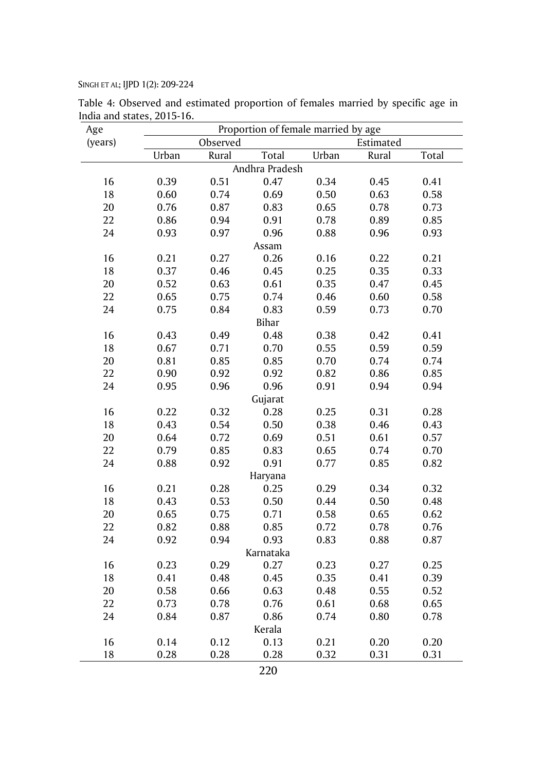Table 4: Observed and estimated proportion of females married by specific age in India and states, 2015-16.

| Age (years) | Proportion of female married by age | | | | | |
|---|---|---|---|---|---|---|
| | Observed | | | Estimated | | |
| | Urban | Rural | Total | Urban | Rural | Total |
| | | | Andhra Pradesh | | | |
| 16 | 0.39 | 0.51 | 0.47 | 0.34 | 0.45 | 0.41 |
| 18 | 0.60 | 0.74 | 0.69 | 0.50 | 0.63 | 0.58 |
| 20 | 0.76 | 0.87 | 0.83 | 0.65 | 0.78 | 0.73 |
| 22 | 0.86 | 0.94 | 0.91 | 0.78 | 0.89 | 0.85 |
| 24 | 0.93 | 0.97 | 0.96 | 0.88 | 0.96 | 0.93 |
| | | | Assam | | | |
| 16 | 0.21 | 0.27 | 0.26 | 0.16 | 0.22 | 0.21 |
| 18 | 0.37 | 0.46 | 0.45 | 0.25 | 0.35 | 0.33 |
| 20 | 0.52 | 0.63 | 0.61 | 0.35 | 0.47 | 0.45 |
| 22 | 0.65 | 0.75 | 0.74 | 0.46 | 0.60 | 0.58 |
| 24 | 0.75 | 0.84 | 0.83 | 0.59 | 0.73 | 0.70 |
| | | | Bihar | | | |
| 16 | 0.43 | 0.49 | 0.48 | 0.38 | 0.42 | 0.41 |
| 18 | 0.67 | 0.71 | 0.70 | 0.55 | 0.59 | 0.59 |
| 20 | 0.81 | 0.85 | 0.85 | 0.70 | 0.74 | 0.74 |
| 22 | 0.90 | 0.92 | 0.92 | 0.82 | 0.86 | 0.85 |
| 24 | 0.95 | 0.96 | 0.96 | 0.91 | 0.94 | 0.94 |
| | | | Gujarat | | | |
| 16 | 0.22 | 0.32 | 0.28 | 0.25 | 0.31 | 0.28 |
| 18 | 0.43 | 0.54 | 0.50 | 0.38 | 0.46 | 0.43 |
| 20 | 0.64 | 0.72 | 0.69 | 0.51 | 0.61 | 0.57 |
| 22 | 0.79 | 0.85 | 0.83 | 0.65 | 0.74 | 0.70 |
| 24 | 0.88 | 0.92 | 0.91 | 0.77 | 0.85 | 0.82 |
| | | | Haryana | | | |
| 16 | 0.21 | 0.28 | 0.25 | 0.29 | 0.34 | 0.32 |
| 18 | 0.43 | 0.53 | 0.50 | 0.44 | 0.50 | 0.48 |
| 20 | 0.65 | 0.75 | 0.71 | 0.58 | 0.65 | 0.62 |
| 22 | 0.82 | 0.88 | 0.85 | 0.72 | 0.78 | 0.76 |
| 24 | 0.92 | 0.94 | 0.93 | 0.83 | 0.88 | 0.87 |
| | | | Karnataka | | | |
| 16 | 0.23 | 0.29 | 0.27 | 0.23 | 0.27 | 0.25 |
| 18 | 0.41 | 0.48 | 0.45 | 0.35 | 0.41 | 0.39 |
| 20 | 0.58 | 0.66 | 0.63 | 0.48 | 0.55 | 0.52 |
| 22 | 0.73 | 0.78 | 0.76 | 0.61 | 0.68 | 0.65 |
| 24 | 0.84 | 0.87 | 0.86 | 0.74 | 0.80 | 0.78 |
| | | | Kerala | | | |
| 16 | 0.14 | 0.12 | 0.13 | 0.21 | 0.20 | 0.20 |
| 18 | 0.28 | 0.28 | 0.28 | 0.32 | 0.31 | 0.31 |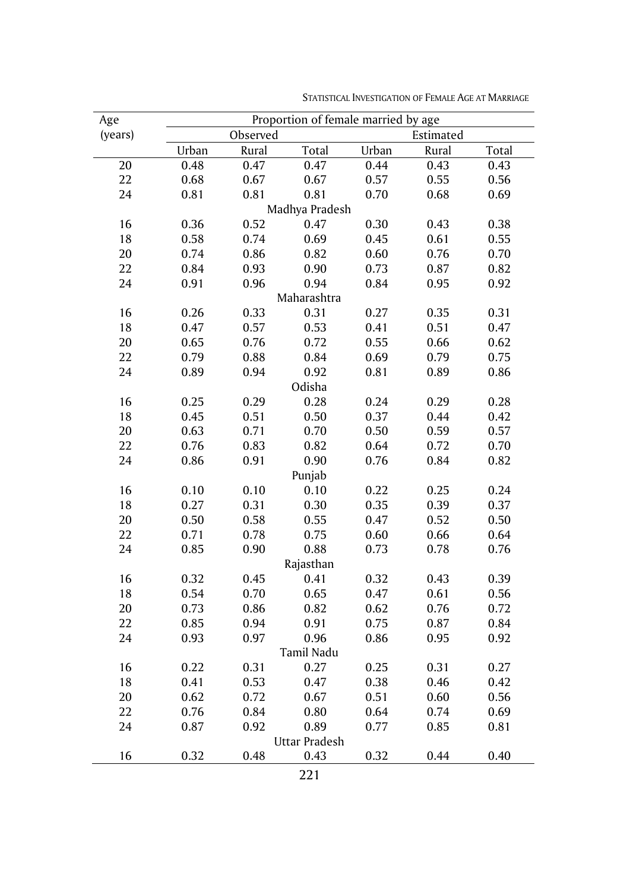| Age (years) | Proportion of female married by age | | | | | |
|---|---|---|---|---|---|---|
| | Observed | | | Estimated | | |
| | Urban | Rural | Total | Urban | Rural | Total |
| 20 | 0.48 | 0.47 | 0.47 | 0.44 | 0.43 | 0.43 |
| 22 | 0.68 | 0.67 | 0.67 | 0.57 | 0.55 | 0.56 |
| 24 | 0.81 | 0.81 | 0.81 | 0.70 | 0.68 | 0.69 |
| | | | Madhya Pradesh | | | |
| 16 | 0.36 | 0.52 | 0.47 | 0.30 | 0.43 | 0.38 |
| 18 | 0.58 | 0.74 | 0.69 | 0.45 | 0.61 | 0.55 |
| 20 | 0.74 | 0.86 | 0.82 | 0.60 | 0.76 | 0.70 |
| 22 | 0.84 | 0.93 | 0.90 | 0.73 | 0.87 | 0.82 |
| 24 | 0.91 | 0.96 | 0.94 | 0.84 | 0.95 | 0.92 |
| | | | Maharashtra | | | |
| 16 | 0.26 | 0.33 | 0.31 | 0.27 | 0.35 | 0.31 |
| 18 | 0.47 | 0.57 | 0.53 | 0.41 | 0.51 | 0.47 |
| 20 | 0.65 | 0.76 | 0.72 | 0.55 | 0.66 | 0.62 |
| 22 | 0.79 | 0.88 | 0.84 | 0.69 | 0.79 | 0.75 |
| 24 | 0.89 | 0.94 | 0.92 | 0.81 | 0.89 | 0.86 |
| | | | Odisha | | | |
| 16 | 0.25 | 0.29 | 0.28 | 0.24 | 0.29 | 0.28 |
| 18 | 0.45 | 0.51 | 0.50 | 0.37 | 0.44 | 0.42 |
| 20 | 0.63 | 0.71 | 0.70 | 0.50 | 0.59 | 0.57 |
| 22 | 0.76 | 0.83 | 0.82 | 0.64 | 0.72 | 0.70 |
| 24 | 0.86 | 0.91 | 0.90 | 0.76 | 0.84 | 0.82 |
| | | | Punjab | | | |
| 16 | 0.10 | 0.10 | 0.10 | 0.22 | 0.25 | 0.24 |
| 18 | 0.27 | 0.31 | 0.30 | 0.35 | 0.39 | 0.37 |
| 20 | 0.50 | 0.58 | 0.55 | 0.47 | 0.52 | 0.50 |
| 22 | 0.71 | 0.78 | 0.75 | 0.60 | 0.66 | 0.64 |
| 24 | 0.85 | 0.90 | 0.88 | 0.73 | 0.78 | 0.76 |
| | | | Rajasthan | | | |
| 16 | 0.32 | 0.45 | 0.41 | 0.32 | 0.43 | 0.39 |
| 18 | 0.54 | 0.70 | 0.65 | 0.47 | 0.61 | 0.56 |
| 20 | 0.73 | 0.86 | 0.82 | 0.62 | 0.76 | 0.72 |
| 22 | 0.85 | 0.94 | 0.91 | 0.75 | 0.87 | 0.84 |
| 24 | 0.93 | 0.97 | 0.96 | 0.86 | 0.95 | 0.92 |
| | | | Tamil Nadu | | | |
| 16 | 0.22 | 0.31 | 0.27 | 0.25 | 0.31 | 0.27 |
| 18 | 0.41 | 0.53 | 0.47 | 0.38 | 0.46 | 0.42 |
| 20 | 0.62 | 0.72 | 0.67 | 0.51 | 0.60 | 0.56 |
| 22 | 0.76 | 0.84 | 0.80 | 0.64 | 0.74 | 0.69 |
| 24 | 0.87 | 0.92 | 0.89 | 0.77 | 0.85 | 0.81 |
| | | | Uttar Pradesh | | | |
| 16 | 0.32 | 0.48 | 0.43 | 0.32 | 0.44 | 0.40 |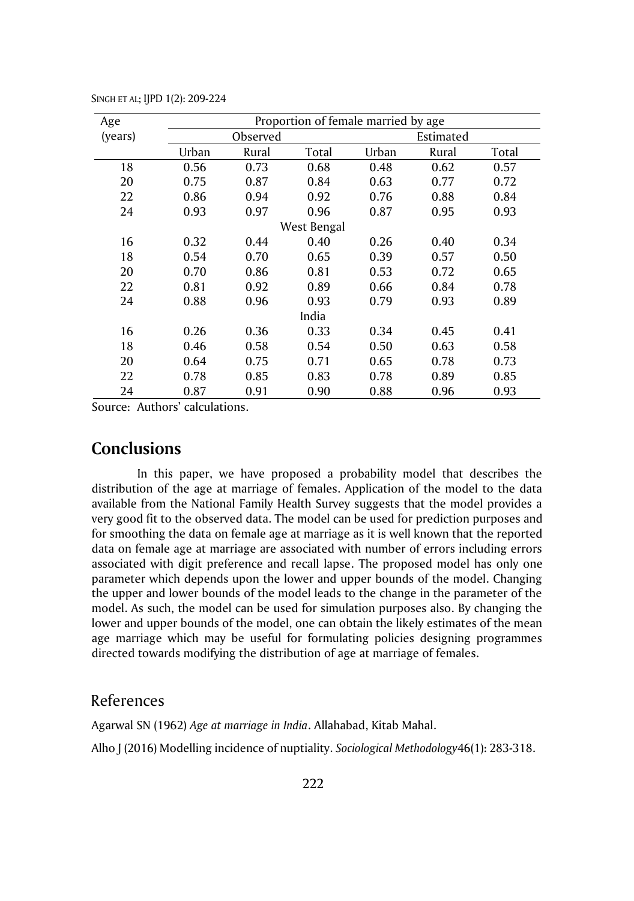| Age (years) | Proportion of female married by age | | | | | |
|---|---|---|---|---|---|---|
| | Observed | | | Estimated | | |
| | Urban | Rural | Total | Urban | Rural | Total |
| 18 | 0.56 | 0.73 | 0.68 | 0.48 | 0.62 | 0.57 |
| 20 | 0.75 | 0.87 | 0.84 | 0.63 | 0.77 | 0.72 |
| 22 | 0.86 | 0.94 | 0.92 | 0.76 | 0.88 | 0.84 |
| 24 | 0.93 | 0.97 | 0.96 | 0.87 | 0.95 | 0.93 |
| | | | West Bengal | | | |
| 16 | 0.32 | 0.44 | 0.40 | 0.26 | 0.40 | 0.34 |
| 18 | 0.54 | 0.70 | 0.65 | 0.39 | 0.57 | 0.50 |
| 20 | 0.70 | 0.86 | 0.81 | 0.53 | 0.72 | 0.65 |
| 22 | 0.81 | 0.92 | 0.89 | 0.66 | 0.84 | 0.78 |
| 24 | 0.88 | 0.96 | 0.93 | 0.79 | 0.93 | 0.89 |
| | | | India | | | |
| 16 | 0.26 | 0.36 | 0.33 | 0.34 | 0.45 | 0.41 |
| 18 | 0.46 | 0.58 | 0.54 | 0.50 | 0.63 | 0.58 |
| 20 | 0.64 | 0.75 | 0.71 | 0.65 | 0.78 | 0.73 |
| 22 | 0.78 | 0.85 | 0.83 | 0.78 | 0.89 | 0.85 |
| 24 | 0.87 | 0.91 | 0.90 | 0.88 | 0.96 | 0.93 |

Source: Authors' calculations.

## Conclusions

In this paper, we have proposed a probability model that describes the distribution of the age at marriage of females. Application of the model to the data available from the National Family Health Survey suggests that the model provides a very good fit to the observed data. The model can be used for prediction purposes and for smoothing the data on female age at marriage as it is well known that the reported data on female age at marriage are associated with number of errors including errors associated with digit preference and recall lapse. The proposed model has only one parameter which depends upon the lower and upper bounds of the model. Changing the upper and lower bounds of the model leads to the change in the parameter of the model. As such, the model can be used for simulation purposes also. By changing the lower and upper bounds of the model, one can obtain the likely estimates of the mean age marriage which may be useful for formulating policies designing programmes directed towards modifying the distribution of age at marriage of females.

## References

Agarwal SN (1962) *Age at marriage in India*. Allahabad, Kitab Mahal.

Alho J (2016) Modelling incidence of nuptiality. *Sociological Methodology*46(1): 283-318.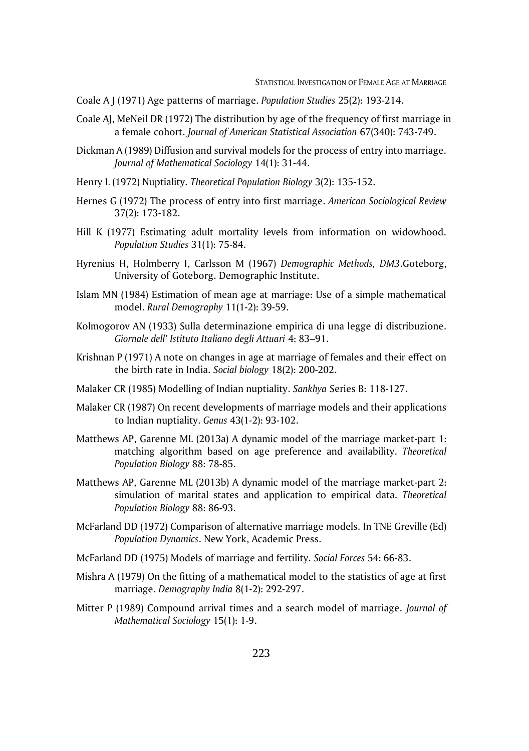Coale A J (1971) Age patterns of marriage. *Population Studies* 25(2): 193-214.

Coale AJ, MeNeil DR (1972) The distribution by age of the frequency of first marriage in a female cohort. *Journal of American Statistical Association* 67(340): 743-749.

Dickman A (1989) Diffusion and survival models for the process of entry into marriage. *Journal of Mathematical Sociology* 14(1): 31-44.

Henry L (1972) Nuptiality. *Theoretical Population Biology* 3(2): 135-152.

Hernes G (1972) The process of entry into first marriage. *American Sociological Review* 37(2): 173-182.

Hill K (1977) Estimating adult mortality levels from information on widowhood. *Population Studies* 31(1): 75-84.

Hyrenius H, Holmberry I, Carlsson M (1967) *Demographic Methods, DM3*.Goteborg, University of Goteborg. Demographic Institute.

Islam MN (1984) Estimation of mean age at marriage: Use of a simple mathematical model. *Rural Demography* 11(1-2): 39-59.

Kolmogorov AN (1933) Sulla determinazione empirica di una legge di distribuzione. *Giornale dell' Istituto Italiano degli Attuari* 4: 83–91.

Krishnan P (1971) A note on changes in age at marriage of females and their effect on the birth rate in India. *Social biology* 18(2): 200-202.

Malaker CR (1985) Modelling of Indian nuptiality. *Sankhya* Series B: 118-127.

Malaker CR (1987) On recent developments of marriage models and their applications to Indian nuptiality. *Genus* 43(1-2): 93-102.

Matthews AP, Garenne ML (2013a) A dynamic model of the marriage market-part 1: matching algorithm based on age preference and availability. *Theoretical Population Biology* 88: 78-85.

Matthews AP, Garenne ML (2013b) A dynamic model of the marriage market-part 2: simulation of marital states and application to empirical data. *Theoretical Population Biology* 88: 86-93.

McFarland DD (1972) Comparison of alternative marriage models. In TNE Greville (Ed) *Population Dynamics*. New York, Academic Press.

McFarland DD (1975) Models of marriage and fertility. *Social Forces* 54: 66-83.

Mishra A (1979) On the fitting of a mathematical model to the statistics of age at first marriage. *Demography India* 8(1-2): 292-297.

Mitter P (1989) Compound arrival times and a search model of marriage. *Journal of Mathematical Sociology* 15(1): 1-9.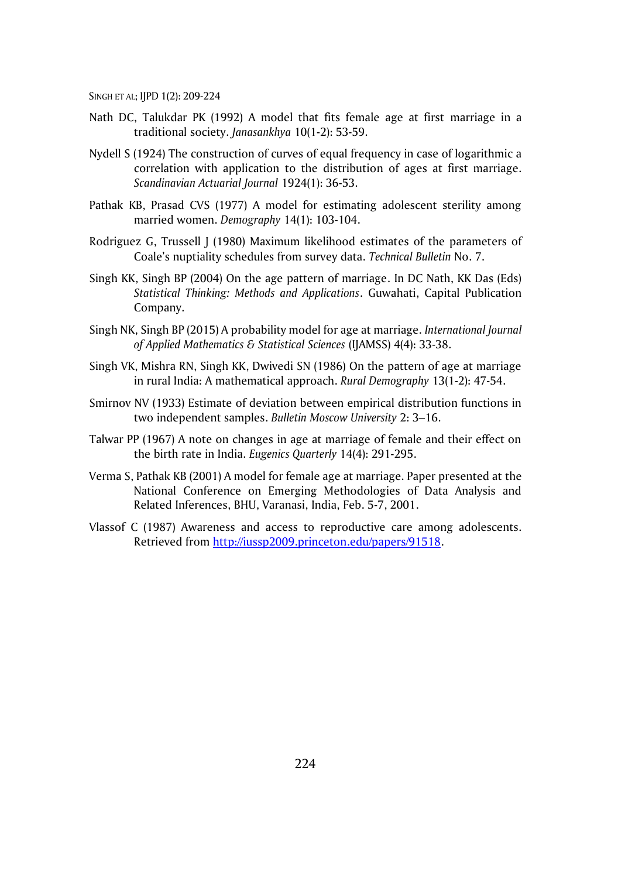Nath DC, Talukdar PK (1992) A model that fits female age at first marriage in a traditional society. *Janasankhya* 10(1-2): 53-59.

Nydell S (1924) The construction of curves of equal frequency in case of logarithmic a correlation with application to the distribution of ages at first marriage. *Scandinavian Actuarial Journal* 1924(1): 36-53.

Pathak KB, Prasad CVS (1977) A model for estimating adolescent sterility among married women. *Demography* 14(1): 103-104.

Rodriguez G, Trussell J (1980) Maximum likelihood estimates of the parameters of Coale's nuptiality schedules from survey data. *Technical Bulletin* No. 7.

Singh KK, Singh BP (2004) On the age pattern of marriage. In DC Nath, KK Das (Eds) *Statistical Thinking: Methods and Applications*. Guwahati, Capital Publication Company.

Singh NK, Singh BP (2015) A probability model for age at marriage. *International Journal of Applied Mathematics & Statistical Sciences* (IJAMSS) 4(4): 33-38.

Singh VK, Mishra RN, Singh KK, Dwivedi SN (1986) On the pattern of age at marriage in rural India: A mathematical approach. *Rural Demography* 13(1-2): 47-54.

Smirnov NV (1933) Estimate of deviation between empirical distribution functions in two independent samples. *Bulletin Moscow University* 2: 3–16.

Talwar PP (1967) A note on changes in age at marriage of female and their effect on the birth rate in India. *Eugenics Quarterly* 14(4): 291-295.

Verma S, Pathak KB (2001) A model for female age at marriage. Paper presented at the National Conference on Emerging Methodologies of Data Analysis and Related Inferences, BHU, Varanasi, India, Feb. 5-7, 2001.

Vlassof C (1987) Awareness and access to reproductive care among adolescents. Retrieved from http://iussp2009.princeton.edu/papers/91518.